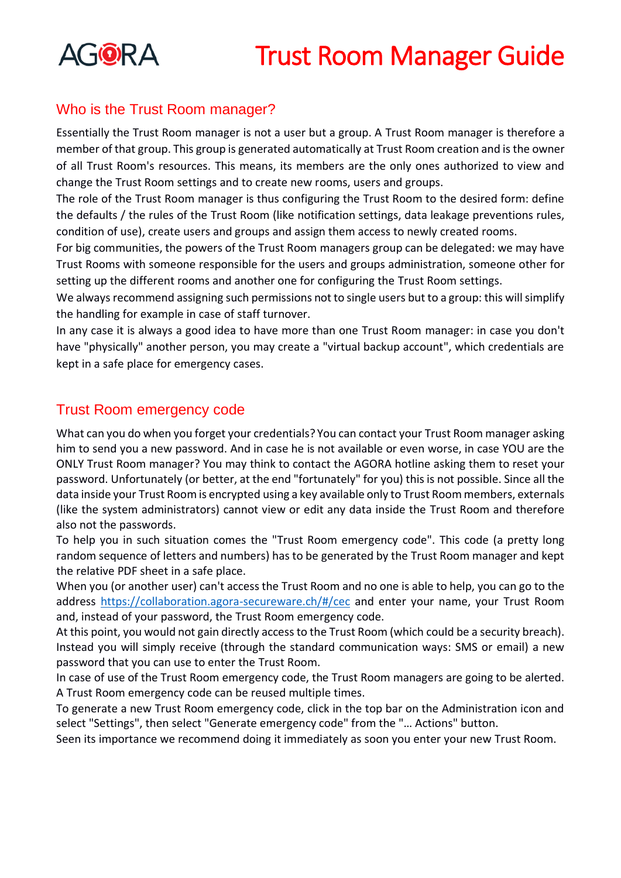AGORA

# Trust Room Manager Guide

## Who is the Trust Room manager?

Essentially the Trust Room manager is not a user but a group. A Trust Room manager is therefore a member of that group. This group is generated automatically at Trust Room creation and is the owner of all Trust Room's resources. This means, its members are the only ones authorized to view and change the Trust Room settings and to create new rooms, users and groups.
The role of the Trust Room manager is thus configuring the Trust Room to the desired form: define the defaults / the rules of the Trust Room (like notification settings, data leakage preventions rules, condition of use), create users and groups and assign them access to newly created rooms.
For big communities, the powers of the Trust Room managers group can be delegated: we may have Trust Rooms with someone responsible for the users and groups administration, someone other for setting up the different rooms and another one for configuring the Trust Room settings.
We always recommend assigning such permissions not to single users but to a group: this will simplify the handling for example in case of staff turnover.
In any case it is always a good idea to have more than one Trust Room manager: in case you don't have "physically" another person, you may create a "virtual backup account", which credentials are kept in a safe place for emergency cases.

## Trust Room emergency code

What can you do when you forget your credentials? You can contact your Trust Room manager asking him to send you a new password. And in case he is not available or even worse, in case YOU are the ONLY Trust Room manager? You may think to contact the AGORA hotline asking them to reset your password. Unfortunately (or better, at the end "fortunately" for you) this is not possible. Since all the data inside your Trust Room is encrypted using a key available only to Trust Room members, externals (like the system administrators) cannot view or edit any data inside the Trust Room and therefore also not the passwords.
To help you in such situation comes the "Trust Room emergency code". This code (a pretty long random sequence of letters and numbers) has to be generated by the Trust Room manager and kept the relative PDF sheet in a safe place.
When you (or another user) can't access the Trust Room and no one is able to help, you can go to the address https://collaboration.agora-secureware.ch/#/cec and enter your name, your Trust Room and, instead of your password, the Trust Room emergency code.
At this point, you would not gain directly access to the Trust Room (which could be a security breach). Instead you will simply receive (through the standard communication ways: SMS or email) a new password that you can use to enter the Trust Room.
In case of use of the Trust Room emergency code, the Trust Room managers are going to be alerted.
A Trust Room emergency code can be reused multiple times.
To generate a new Trust Room emergency code, click in the top bar on the Administration icon and select "Settings", then select "Generate emergency code" from the "… Actions" button.
Seen its importance we recommend doing it immediately as soon you enter your new Trust Room.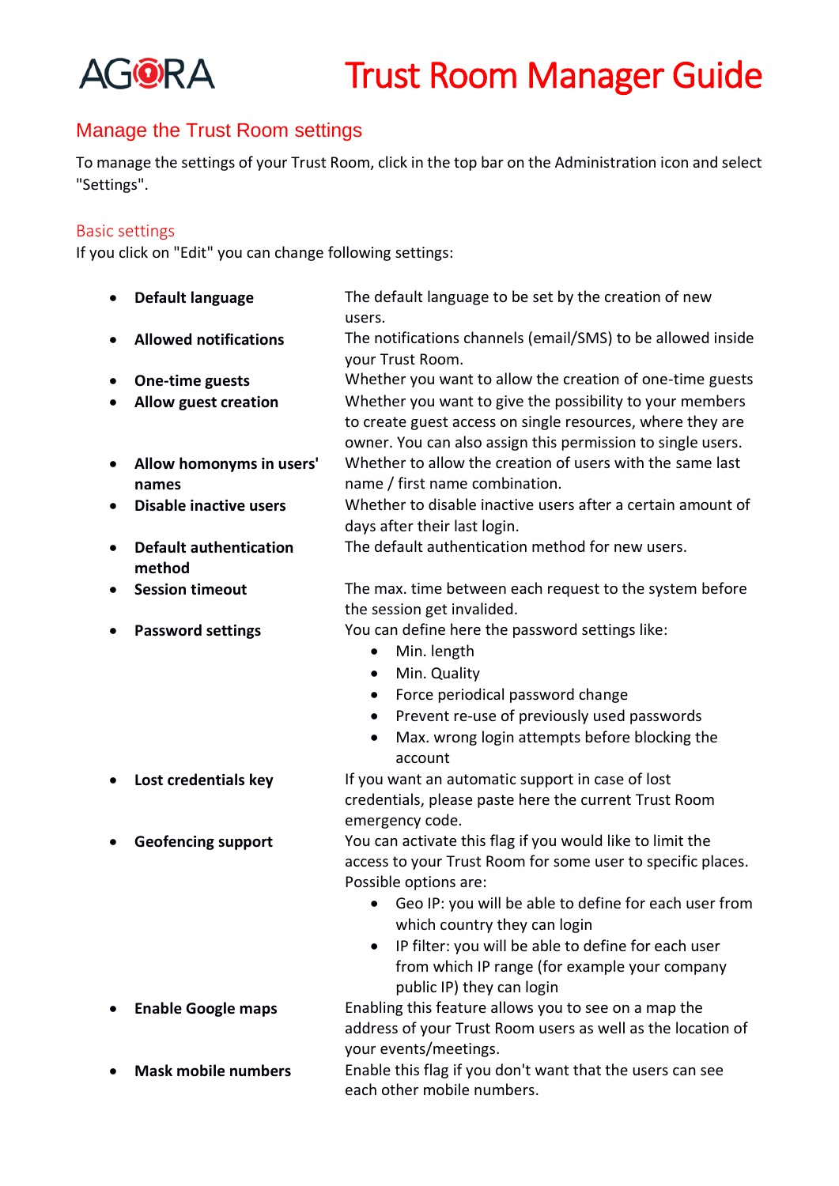## Manage the Trust Room settings

To manage the settings of your Trust Room, click in the top bar on the Administration icon and select "Settings".

### Basic settings

If you click on "Edit" you can change following settings:

- **Default language** — The default language to be set by the creation of new users.
- **Allowed notifications** — The notifications channels (email/SMS) to be allowed inside your Trust Room.
- **One-time guests** — Whether you want to allow the creation of one-time guests
- **Allow guest creation** — Whether you want to give the possibility to your members to create guest access on single resources, where they are owner. You can also assign this permission to single users.
- **Allow homonyms in users' names** — Whether to allow the creation of users with the same last name / first name combination.
- **Disable inactive users** — Whether to disable inactive users after a certain amount of days after their last login.
- **Default authentication method** — The default authentication method for new users.
- **Session timeout** — The max. time between each request to the system before the session get invalided.
- **Password settings** — You can define here the password settings like:
  - Min. length
  - Min. Quality
  - Force periodical password change
  - Prevent re-use of previously used passwords
  - Max. wrong login attempts before blocking the account
- **Lost credentials key** — If you want an automatic support in case of lost credentials, please paste here the current Trust Room emergency code.
- **Geofencing support** — You can activate this flag if you would like to limit the access to your Trust Room for some user to specific places. Possible options are:
  - Geo IP: you will be able to define for each user from which country they can login
  - IP filter: you will be able to define for each user from which IP range (for example your company public IP) they can login
- **Enable Google maps** — Enabling this feature allows you to see on a map the address of your Trust Room users as well as the location of your events/meetings.
- **Mask mobile numbers** — Enable this flag if you don't want that the users can see each other mobile numbers.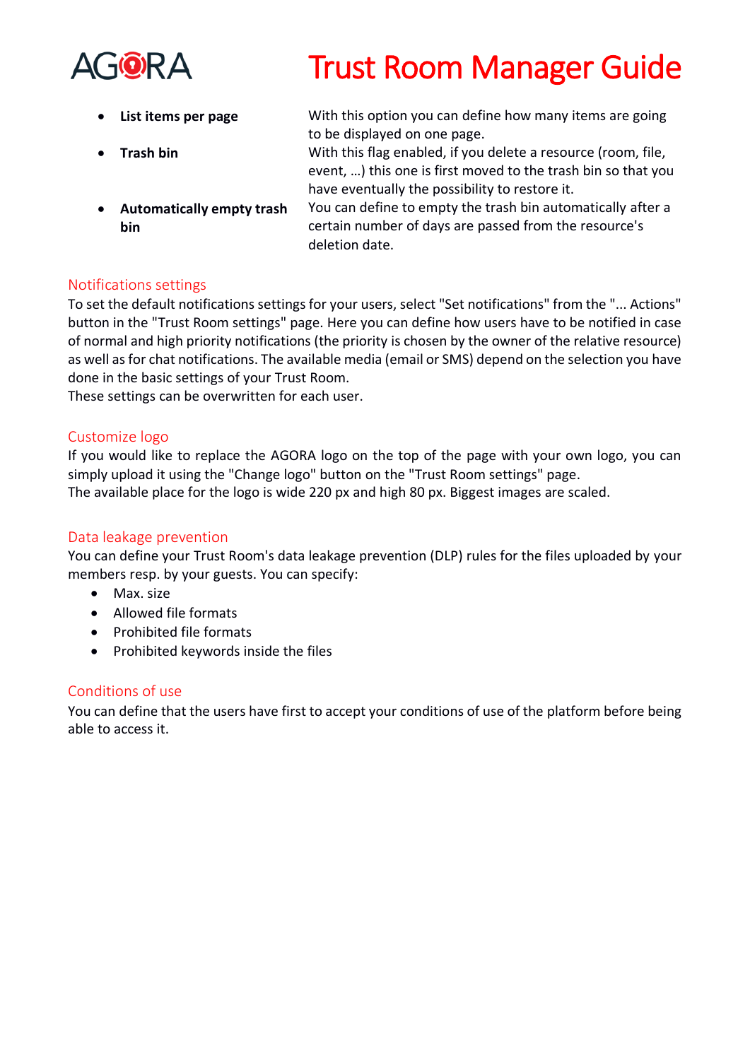- **List items per page** — With this option you can define how many items are going to be displayed on one page.
- **Trash bin** — With this flag enabled, if you delete a resource (room, file, event, …) this one is first moved to the trash bin so that you have eventually the possibility to restore it.
- **Automatically empty trash bin** — You can define to empty the trash bin automatically after a certain number of days are passed from the resource's deletion date.

## Notifications settings

To set the default notifications settings for your users, select "Set notifications" from the "... Actions" button in the "Trust Room settings" page. Here you can define how users have to be notified in case of normal and high priority notifications (the priority is chosen by the owner of the relative resource) as well as for chat notifications. The available media (email or SMS) depend on the selection you have done in the basic settings of your Trust Room.
These settings can be overwritten for each user.

## Customize logo

If you would like to replace the AGORA logo on the top of the page with your own logo, you can simply upload it using the "Change logo" button on the "Trust Room settings" page.
The available place for the logo is wide 220 px and high 80 px. Biggest images are scaled.

## Data leakage prevention

You can define your Trust Room's data leakage prevention (DLP) rules for the files uploaded by your members resp. by your guests. You can specify:

- Max. size
- Allowed file formats
- Prohibited file formats
- Prohibited keywords inside the files

## Conditions of use

You can define that the users have first to accept your conditions of use of the platform before being able to access it.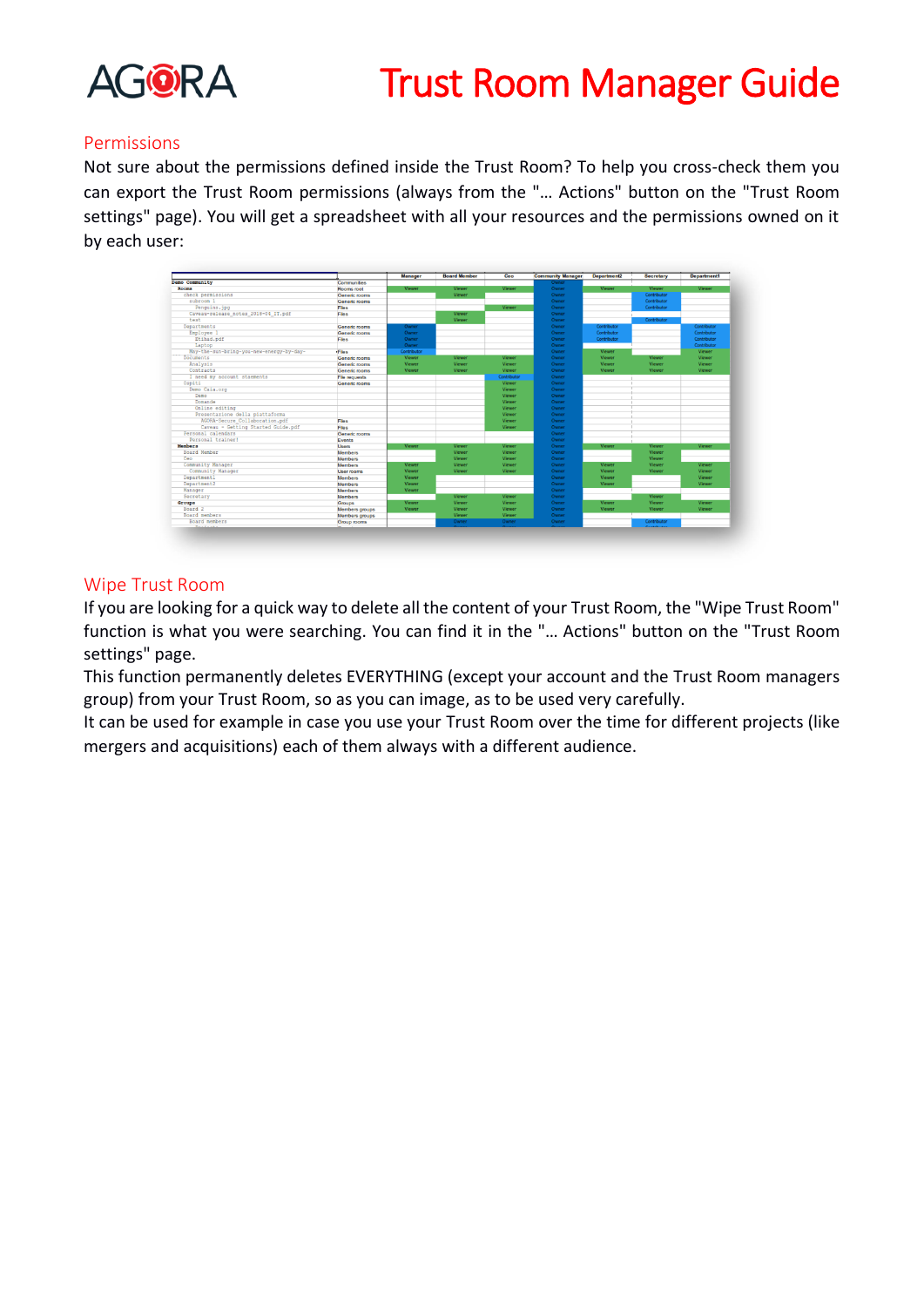## Permissions

Not sure about the permissions defined inside the Trust Room? To help you cross-check them you can export the Trust Room permissions (always from the "… Actions" button on the "Trust Room settings" page). You will get a spreadsheet with all your resources and the permissions owned on it by each user:

## Wipe Trust Room

If you are looking for a quick way to delete all the content of your Trust Room, the "Wipe Trust Room" function is what you were searching. You can find it in the "… Actions" button on the "Trust Room settings" page.

This function permanently deletes EVERYTHING (except your account and the Trust Room managers group) from your Trust Room, so as you can image, as to be used very carefully.

It can be used for example in case you use your Trust Room over the time for different projects (like mergers and acquisitions) each of them always with a different audience.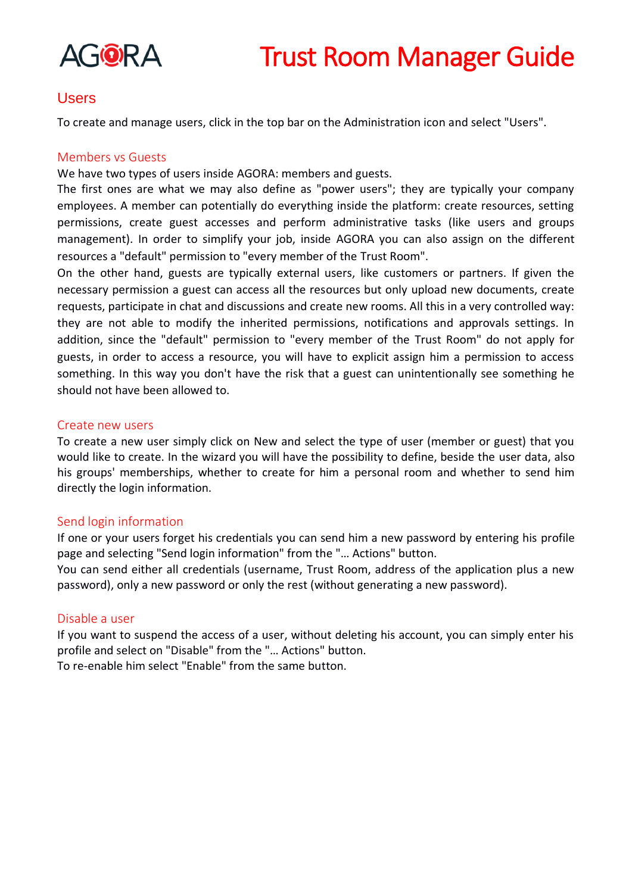## Users

To create and manage users, click in the top bar on the Administration icon and select "Users".

### Members vs Guests

We have two types of users inside AGORA: members and guests.
The first ones are what we may also define as "power users"; they are typically your company employees. A member can potentially do everything inside the platform: create resources, setting permissions, create guest accesses and perform administrative tasks (like users and groups management). In order to simplify your job, inside AGORA you can also assign on the different resources a "default" permission to "every member of the Trust Room".
On the other hand, guests are typically external users, like customers or partners. If given the necessary permission a guest can access all the resources but only upload new documents, create requests, participate in chat and discussions and create new rooms. All this in a very controlled way: they are not able to modify the inherited permissions, notifications and approvals settings. In addition, since the "default" permission to "every member of the Trust Room" do not apply for guests, in order to access a resource, you will have to explicit assign him a permission to access something. In this way you don't have the risk that a guest can unintentionally see something he should not have been allowed to.

### Create new users

To create a new user simply click on New and select the type of user (member or guest) that you would like to create. In the wizard you will have the possibility to define, beside the user data, also his groups' memberships, whether to create for him a personal room and whether to send him directly the login information.

### Send login information

If one or your users forget his credentials you can send him a new password by entering his profile page and selecting "Send login information" from the "… Actions" button.
You can send either all credentials (username, Trust Room, address of the application plus a new password), only a new password or only the rest (without generating a new password).

### Disable a user

If you want to suspend the access of a user, without deleting his account, you can simply enter his profile and select on "Disable" from the "… Actions" button.
To re-enable him select "Enable" from the same button.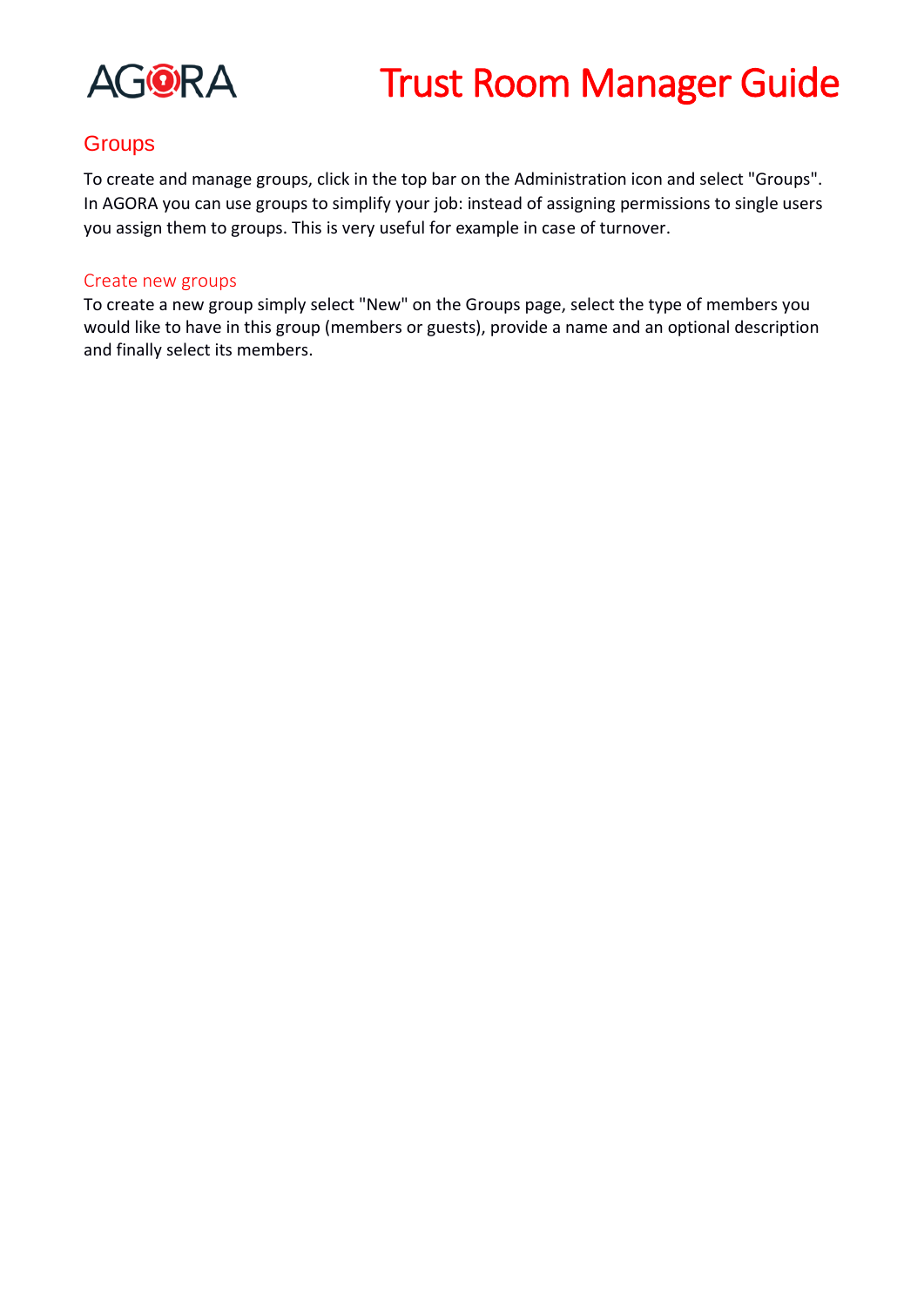## Groups

To create and manage groups, click in the top bar on the Administration icon and select "Groups". In AGORA you can use groups to simplify your job: instead of assigning permissions to single users you assign them to groups. This is very useful for example in case of turnover.

### Create new groups

To create a new group simply select "New" on the Groups page, select the type of members you would like to have in this group (members or guests), provide a name and an optional description and finally select its members.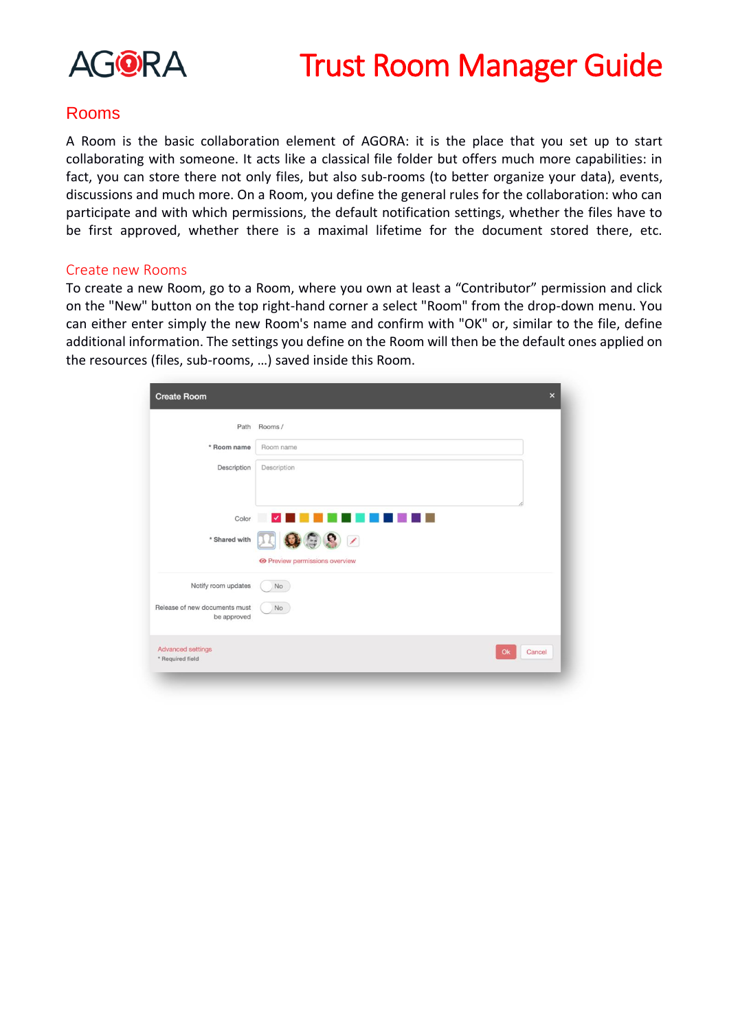## Rooms

A Room is the basic collaboration element of AGORA: it is the place that you set up to start collaborating with someone. It acts like a classical file folder but offers much more capabilities: in fact, you can store there not only files, but also sub-rooms (to better organize your data), events, discussions and much more. On a Room, you define the general rules for the collaboration: who can participate and with which permissions, the default notification settings, whether the files have to be first approved, whether there is a maximal lifetime for the document stored there, etc.

### Create new Rooms

To create a new Room, go to a Room, where you own at least a "Contributor" permission and click on the "New" button on the top right-hand corner a select "Room" from the drop-down menu. You can either enter simply the new Room's name and confirm with "OK" or, similar to the file, define additional information. The settings you define on the Room will then be the default ones applied on the resources (files, sub-rooms, ...) saved inside this Room.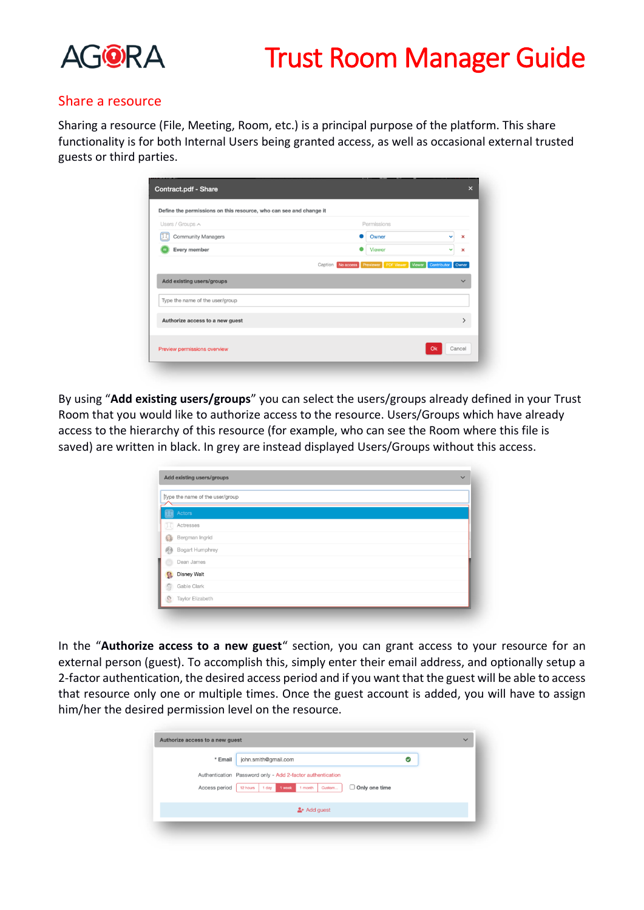## Share a resource

Sharing a resource (File, Meeting, Room, etc.) is a principal purpose of the platform. This share functionality is for both Internal Users being granted access, as well as occasional external trusted guests or third parties.

By using "**Add existing users/groups**" you can select the users/groups already defined in your Trust Room that you would like to authorize access to the resource. Users/Groups which have already access to the hierarchy of this resource (for example, who can see the Room where this file is saved) are written in black. In grey are instead displayed Users/Groups without this access.

In the "**Authorize access to a new guest**" section, you can grant access to your resource for an external person (guest). To accomplish this, simply enter their email address, and optionally setup a 2-factor authentication, the desired access period and if you want that the guest will be able to access that resource only one or multiple times. Once the guest account is added, you will have to assign him/her the desired permission level on the resource.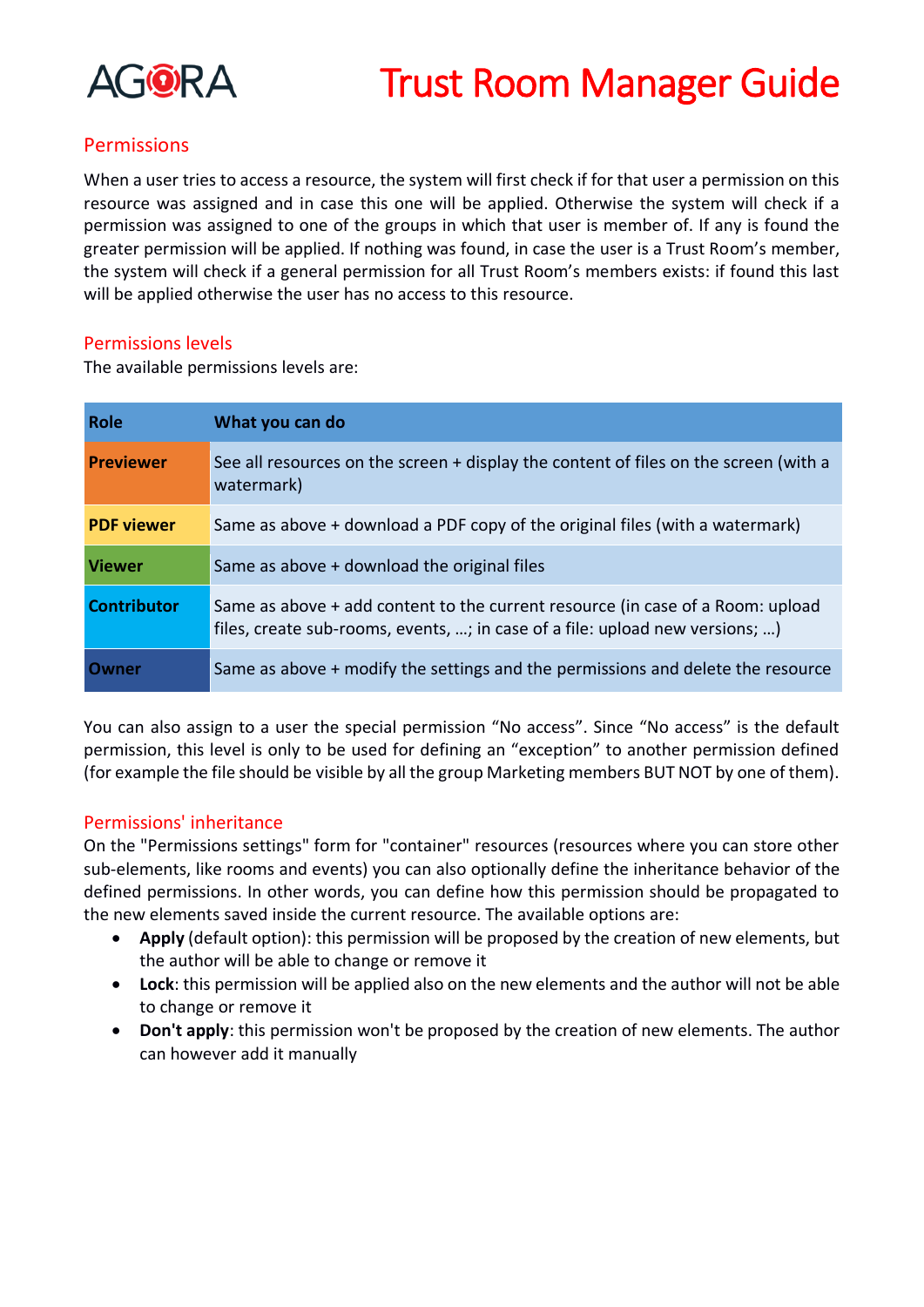## Permissions

When a user tries to access a resource, the system will first check if for that user a permission on this resource was assigned and in case this one will be applied. Otherwise the system will check if a permission was assigned to one of the groups in which that user is member of. If any is found the greater permission will be applied. If nothing was found, in case the user is a Trust Room's member, the system will check if a general permission for all Trust Room's members exists: if found this last will be applied otherwise the user has no access to this resource.

### Permissions levels

The available permissions levels are:

| Role | What you can do |
|---|---|
| **Previewer** | See all resources on the screen + display the content of files on the screen (with a watermark) |
| **PDF viewer** | Same as above + download a PDF copy of the original files (with a watermark) |
| **Viewer** | Same as above + download the original files |
| **Contributor** | Same as above + add content to the current resource (in case of a Room: upload files, create sub-rooms, events, …; in case of a file: upload new versions; …) |
| **Owner** | Same as above + modify the settings and the permissions and delete the resource |

You can also assign to a user the special permission "No access". Since "No access" is the default permission, this level is only to be used for defining an "exception" to another permission defined (for example the file should be visible by all the group Marketing members BUT NOT by one of them).

### Permissions' inheritance

On the "Permissions settings" form for "container" resources (resources where you can store other sub-elements, like rooms and events) you can also optionally define the inheritance behavior of the defined permissions. In other words, you can define how this permission should be propagated to the new elements saved inside the current resource. The available options are:

- **Apply** (default option): this permission will be proposed by the creation of new elements, but the author will be able to change or remove it
- **Lock**: this permission will be applied also on the new elements and the author will not be able to change or remove it
- **Don't apply**: this permission won't be proposed by the creation of new elements. The author can however add it manually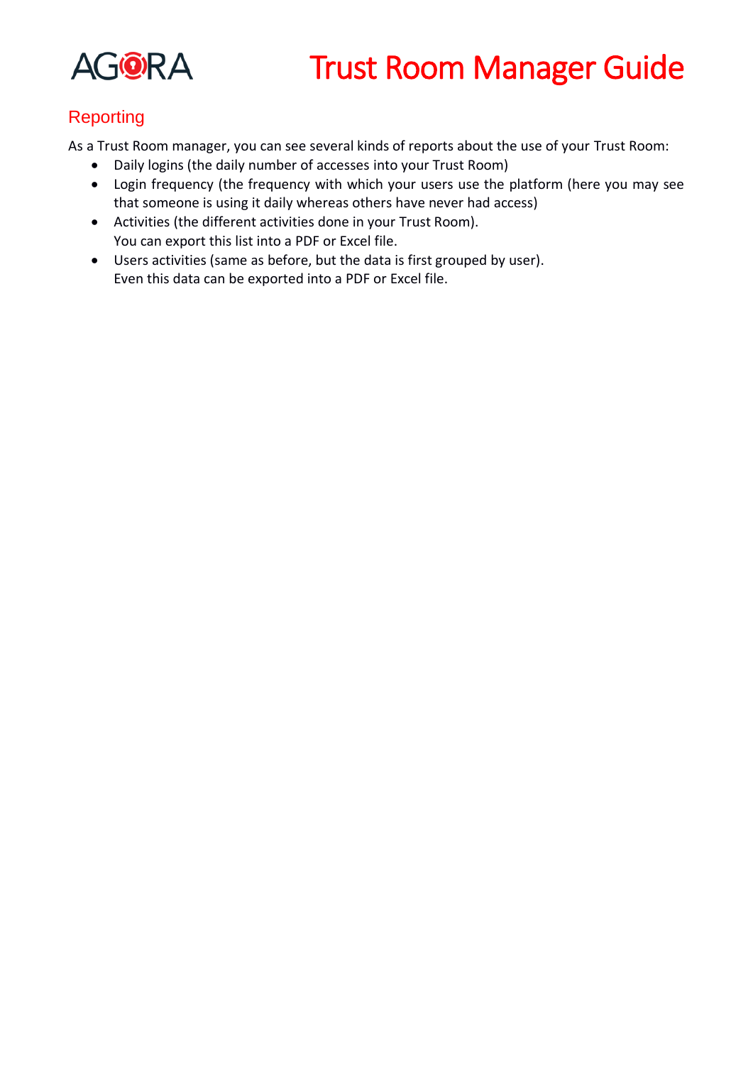## Reporting

As a Trust Room manager, you can see several kinds of reports about the use of your Trust Room:

- Daily logins (the daily number of accesses into your Trust Room)
- Login frequency (the frequency with which your users use the platform (here you may see that someone is using it daily whereas others have never had access)
- Activities (the different activities done in your Trust Room).
  You can export this list into a PDF or Excel file.
- Users activities (same as before, but the data is first grouped by user).
  Even this data can be exported into a PDF or Excel file.